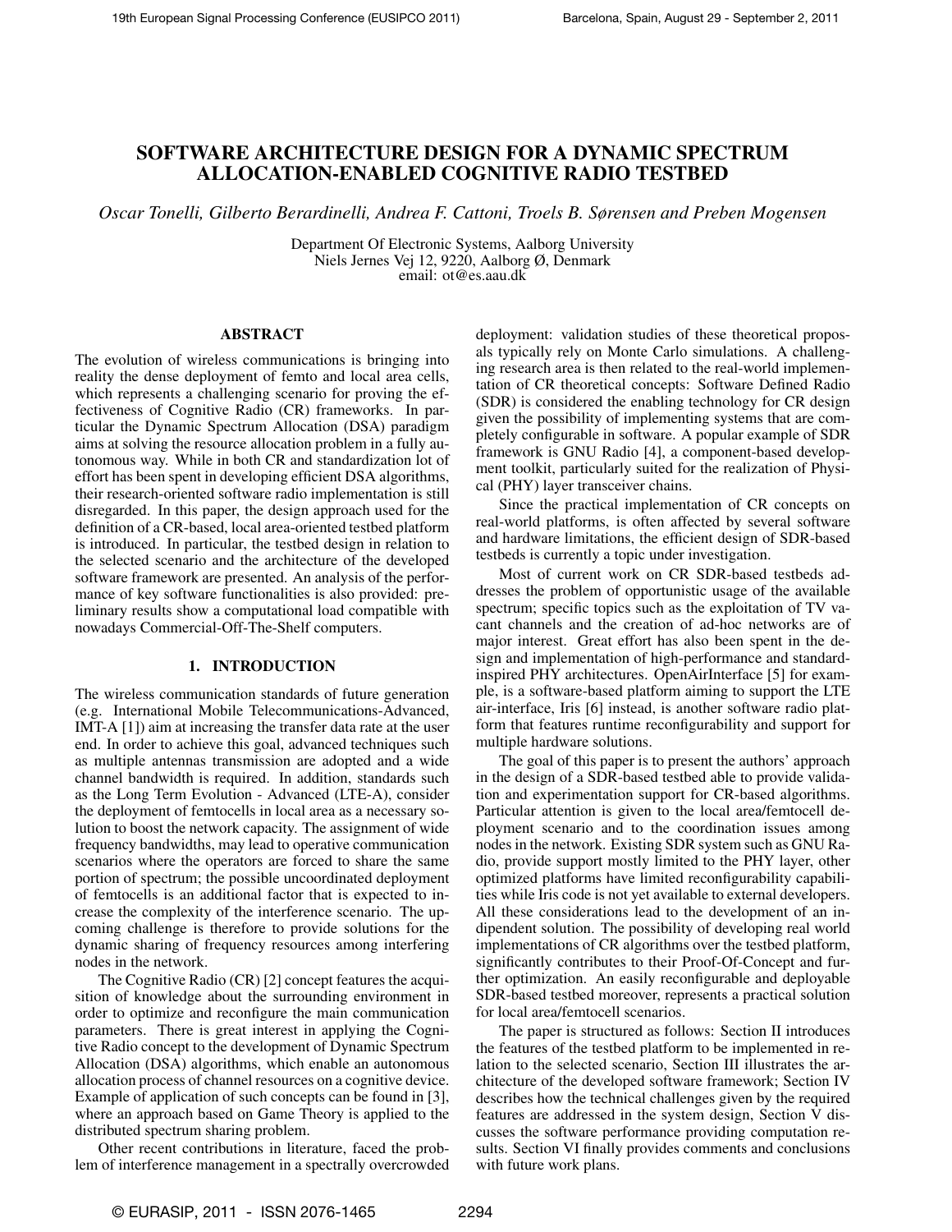# SOFTWARE ARCHITECTURE DESIGN FOR A DYNAMIC SPECTRUM ALLOCATION-ENABLED COGNITIVE RADIO TESTBED

*Oscar Tonelli, Gilberto Berardinelli, Andrea F. Cattoni, Troels B. Sørensen and Preben Mogensen*

Department Of Electronic Systems, Aalborg University
Niels Jernes Vej 12, 9220, Aalborg Ø, Denmark
email: ot@es.aau.dk

## ABSTRACT

The evolution of wireless communications is bringing into reality the dense deployment of femto and local area cells, which represents a challenging scenario for proving the effectiveness of Cognitive Radio (CR) frameworks. In particular the Dynamic Spectrum Allocation (DSA) paradigm aims at solving the resource allocation problem in a fully autonomous way. While in both CR and standardization lot of effort has been spent in developing efficient DSA algorithms, their research-oriented software radio implementation is still disregarded. In this paper, the design approach used for the definition of a CR-based, local area-oriented testbed platform is introduced. In particular, the testbed design in relation to the selected scenario and the architecture of the developed software framework are presented. An analysis of the performance of key software functionalities is also provided: preliminary results show a computational load compatible with nowadays Commercial-Off-The-Shelf computers.

## 1. INTRODUCTION

The wireless communication standards of future generation (e.g. International Mobile Telecommunications-Advanced, IMT-A [1]) aim at increasing the transfer data rate at the user end. In order to achieve this goal, advanced techniques such as multiple antennas transmission are adopted and a wide channel bandwidth is required. In addition, standards such as the Long Term Evolution - Advanced (LTE-A), consider the deployment of femtocells in local area as a necessary solution to boost the network capacity. The assignment of wide frequency bandwidths, may lead to operative communication scenarios where the operators are forced to share the same portion of spectrum; the possible uncoordinated deployment of femtocells is an additional factor that is expected to increase the complexity of the interference scenario. The upcoming challenge is therefore to provide solutions for the dynamic sharing of frequency resources among interfering nodes in the network.

The Cognitive Radio (CR) [2] concept features the acquisition of knowledge about the surrounding environment in order to optimize and reconfigure the main communication parameters. There is great interest in applying the Cognitive Radio concept to the development of Dynamic Spectrum Allocation (DSA) algorithms, which enable an autonomous allocation process of channel resources on a cognitive device. Example of application of such concepts can be found in [3], where an approach based on Game Theory is applied to the distributed spectrum sharing problem.

Other recent contributions in literature, faced the problem of interference management in a spectrally overcrowded deployment: validation studies of these theoretical proposals typically rely on Monte Carlo simulations. A challenging research area is then related to the real-world implementation of CR theoretical concepts: Software Defined Radio (SDR) is considered the enabling technology for CR design given the possibility of implementing systems that are completely configurable in software. A popular example of SDR framework is GNU Radio [4], a component-based development toolkit, particularly suited for the realization of Physical (PHY) layer transceiver chains.

Since the practical implementation of CR concepts on real-world platforms, is often affected by several software and hardware limitations, the efficient design of SDR-based testbeds is currently a topic under investigation.

Most of current work on CR SDR-based testbeds addresses the problem of opportunistic usage of the available spectrum; specific topics such as the exploitation of TV vacant channels and the creation of ad-hoc networks are of major interest. Great effort has also been spent in the design and implementation of high-performance and standard-inspired PHY architectures. OpenAirInterface [5] for example, is a software-based platform aiming to support the LTE air-interface, Iris [6] instead, is another software radio platform that features runtime reconfigurability and support for multiple hardware solutions.

The goal of this paper is to present the authors' approach in the design of a SDR-based testbed able to provide validation and experimentation support for CR-based algorithms. Particular attention is given to the local area/femtocell deployment scenario and to the coordination issues among nodes in the network. Existing SDR system such as GNU Radio, provide support mostly limited to the PHY layer, other optimized platforms have limited reconfigurability capabilities while Iris code is not yet available to external developers. All these considerations lead to the development of an indipendent solution. The possibility of developing real world implementations of CR algorithms over the testbed platform, significantly contributes to their Proof-Of-Concept and further optimization. An easily reconfigurable and deployable SDR-based testbed moreover, represents a practical solution for local area/femtocell scenarios.

The paper is structured as follows: Section II introduces the features of the testbed platform to be implemented in relation to the selected scenario, Section III illustrates the architecture of the developed software framework; Section IV describes how the technical challenges given by the required features are addressed in the system design, Section V discusses the software performance providing computation results. Section VI finally provides comments and conclusions with future work plans.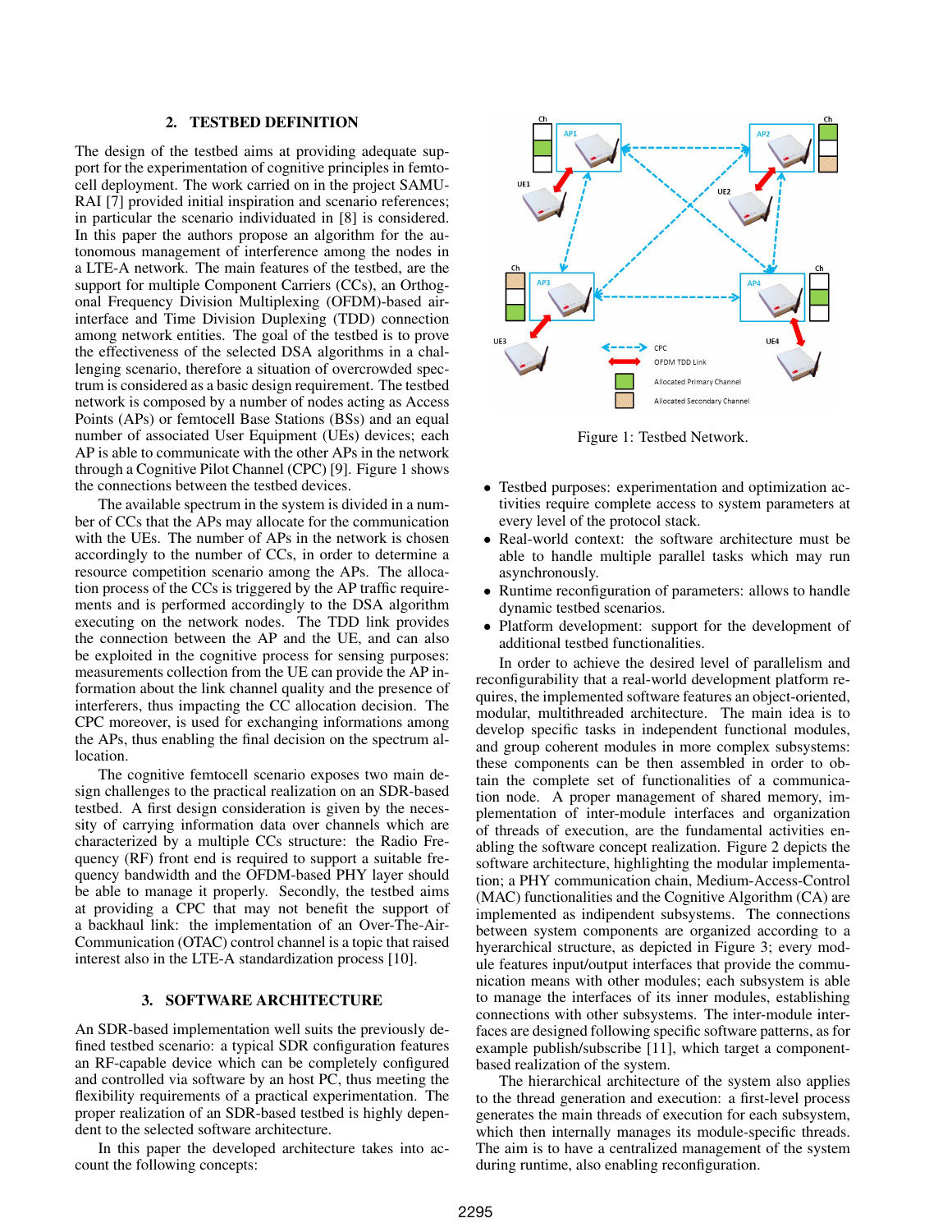## 2. TESTBED DEFINITION

The design of the testbed aims at providing adequate support for the experimentation of cognitive principles in femtocell deployment. The work carried on in the project SAMURAI [7] provided initial inspiration and scenario references; in particular the scenario individuated in [8] is considered. In this paper the authors propose an algorithm for the autonomous management of interference among the nodes in a LTE-A network. The main features of the testbed, are the support for multiple Component Carriers (CCs), an Orthogonal Frequency Division Multiplexing (OFDM)-based air-interface and Time Division Duplexing (TDD) connection among network entities. The goal of the testbed is to prove the effectiveness of the selected DSA algorithms in a challenging scenario, therefore a situation of overcrowded spectrum is considered as a basic design requirement. The testbed network is composed by a number of nodes acting as Access Points (APs) or femtocell Base Stations (BSs) and an equal number of associated User Equipment (UEs) devices; each AP is able to communicate with the other APs in the network through a Cognitive Pilot Channel (CPC) [9]. Figure 1 shows the connections between the testbed devices.

The available spectrum in the system is divided in a number of CCs that the APs may allocate for the communication with the UEs. The number of APs in the network is chosen accordingly to the number of CCs, in order to determine a resource competition scenario among the APs. The allocation process of the CCs is triggered by the AP traffic requirements and is performed accordingly to the DSA algorithm executing on the network nodes. The TDD link provides the connection between the AP and the UE, and can also be exploited in the cognitive process for sensing purposes: measurements collection from the UE can provide the AP information about the link channel quality and the presence of interferers, thus impacting the CC allocation decision. The CPC moreover, is used for exchanging informations among the APs, thus enabling the final decision on the spectrum allocation.

The cognitive femtocell scenario exposes two main design challenges to the practical realization on an SDR-based testbed. A first design consideration is given by the necessity of carrying information data over channels which are characterized by a multiple CCs structure: the Radio Frequency (RF) front end is required to support a suitable frequency bandwidth and the OFDM-based PHY layer should be able to manage it properly. Secondly, the testbed aims at providing a CPC that may not benefit the support of a backhaul link: the implementation of an Over-The-Air-Communication (OTAC) control channel is a topic that raised interest also in the LTE-A standardization process [10].

Figure 1: Testbed Network.

## 3. SOFTWARE ARCHITECTURE

An SDR-based implementation well suits the previously defined testbed scenario: a typical SDR configuration features an RF-capable device which can be completely configured and controlled via software by an host PC, thus meeting the flexibility requirements of a practical experimentation. The proper realization of an SDR-based testbed is highly dependent to the selected software architecture.

In this paper the developed architecture takes into account the following concepts:

- Testbed purposes: experimentation and optimization activities require complete access to system parameters at every level of the protocol stack.
- Real-world context: the software architecture must be able to handle multiple parallel tasks which may run asynchronously.
- Runtime reconfiguration of parameters: allows to handle dynamic testbed scenarios.
- Platform development: support for the development of additional testbed functionalities.

In order to achieve the desired level of parallelism and reconfigurability that a real-world development platform requires, the implemented software features an object-oriented, modular, multithreaded architecture. The main idea is to develop specific tasks in independent functional modules, and group coherent modules in more complex subsystems: these components can be then assembled in order to obtain the complete set of functionalities of a communication node. A proper management of shared memory, implementation of inter-module interfaces and organization of threads of execution, are the fundamental activities enabling the software concept realization. Figure 2 depicts the software architecture, highlighting the modular implementation; a PHY communication chain, Medium-Access-Control (MAC) functionalities and the Cognitive Algorithm (CA) are implemented as indipendent subsystems. The connections between system components are organized according to a hyerarchical structure, as depicted in Figure 3; every module features input/output interfaces that provide the communication means with other modules; each subsystem is able to manage the interfaces of its inner modules, establishing connections with other subsystems. The inter-module interfaces are designed following specific software patterns, as for example publish/subscribe [11], which target a component-based realization of the system.

The hierarchical architecture of the system also applies to the thread generation and execution: a first-level process generates the main threads of execution for each subsystem, which then internally manages its module-specific threads. The aim is to have a centralized management of the system during runtime, also enabling reconfiguration.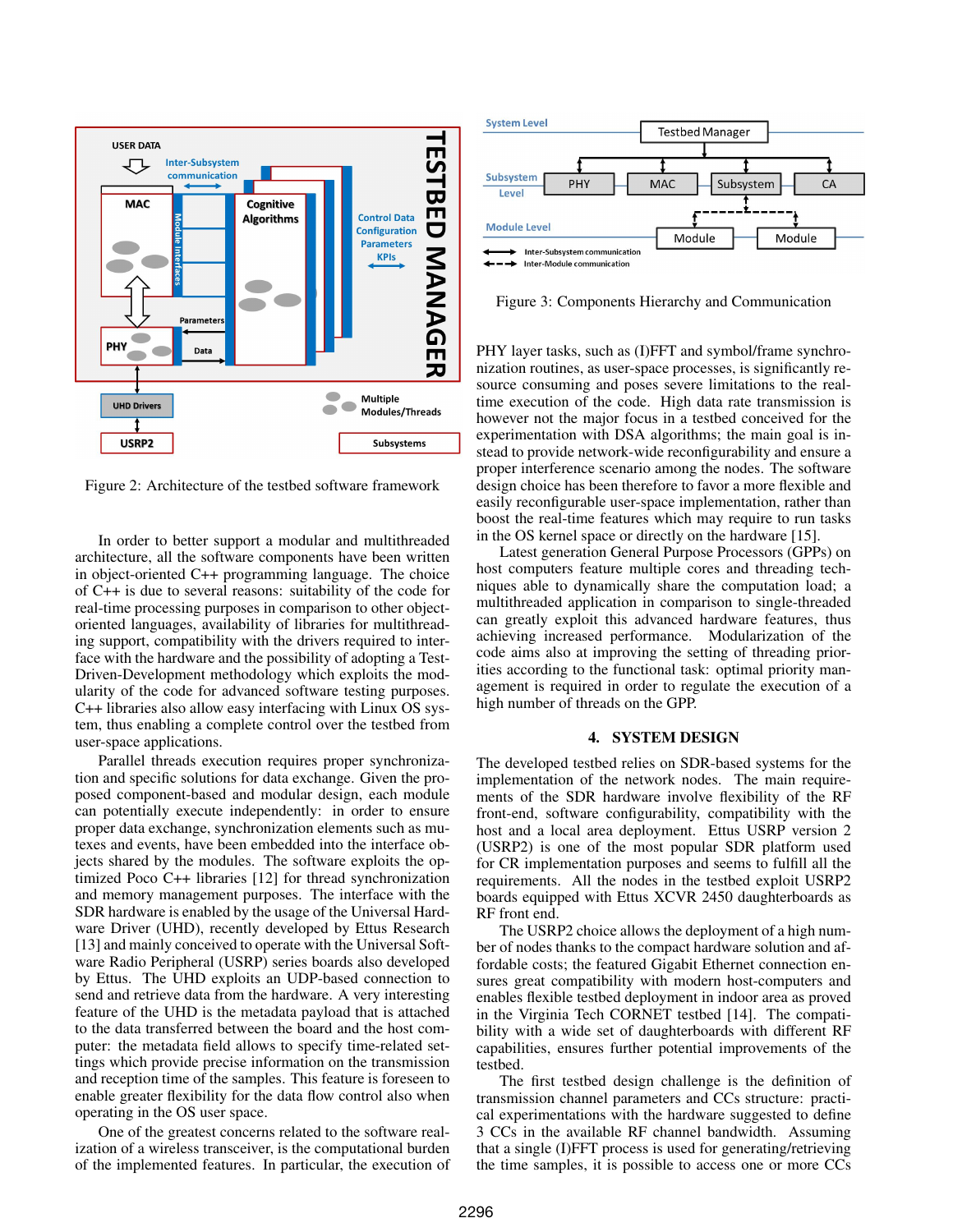Figure 2: Architecture of the testbed software framework

Figure 3: Components Hierarchy and Communication

In order to better support a modular and multithreaded architecture, all the software components have been written in object-oriented C++ programming language. The choice of C++ is due to several reasons: suitability of the code for real-time processing purposes in comparison to other object-oriented languages, availability of libraries for multithreading support, compatibility with the drivers required to interface with the hardware and the possibility of adopting a Test-Driven-Development methodology which exploits the modularity of the code for advanced software testing purposes. C++ libraries also allow easy interfacing with Linux OS system, thus enabling a complete control over the testbed from user-space applications.

Parallel threads execution requires proper synchronization and specific solutions for data exchange. Given the proposed component-based and modular design, each module can potentially execute independently: in order to ensure proper data exchange, synchronization elements such as mutexes and events, have been embedded into the interface objects shared by the modules. The software exploits the optimized Poco C++ libraries [12] for thread synchronization and memory management purposes. The interface with the SDR hardware is enabled by the usage of the Universal Hardware Driver (UHD), recently developed by Ettus Research [13] and mainly conceived to operate with the Universal Software Radio Peripheral (USRP) series boards also developed by Ettus. The UHD exploits an UDP-based connection to send and retrieve data from the hardware. A very interesting feature of the UHD is the metadata payload that is attached to the data transferred between the board and the host computer: the metadata field allows to specify time-related settings which provide precise information on the transmission and reception time of the samples. This feature is foreseen to enable greater flexibility for the data flow control also when operating in the OS user space.

One of the greatest concerns related to the software realization of a wireless transceiver, is the computational burden of the implemented features. In particular, the execution of PHY layer tasks, such as (I)FFT and symbol/frame synchronization routines, as user-space processes, is significantly resource consuming and poses severe limitations to the real-time execution of the code. High data rate transmission is however not the major focus in a testbed conceived for the experimentation with DSA algorithms; the main goal is instead to provide network-wide reconfigurability and ensure a proper interference scenario among the nodes. The software design choice has been therefore to favor a more flexible and easily reconfigurable user-space implementation, rather than boost the real-time features which may require to run tasks in the OS kernel space or directly on the hardware [15].

Latest generation General Purpose Processors (GPPs) on host computers feature multiple cores and threading techniques able to dynamically share the computation load; a multithreaded application in comparison to single-threaded can greatly exploit this advanced hardware features, thus achieving increased performance. Modularization of the code aims also at improving the setting of threading priorities according to the functional task: optimal priority management is required in order to regulate the execution of a high number of threads on the GPP.

## 4. SYSTEM DESIGN

The developed testbed relies on SDR-based systems for the implementation of the network nodes. The main requirements of the SDR hardware involve flexibility of the RF front-end, software configurability, compatibility with the host and a local area deployment. Ettus USRP version 2 (USRP2) is one of the most popular SDR platform used for CR implementation purposes and seems to fulfill all the requirements. All the nodes in the testbed exploit USRP2 boards equipped with Ettus XCVR 2450 daughterboards as RF front end.

The USRP2 choice allows the deployment of a high number of nodes thanks to the compact hardware solution and affordable costs; the featured Gigabit Ethernet connection ensures great compatibility with modern host-computers and enables flexible testbed deployment in indoor area as proved in the Virginia Tech CORNET testbed [14]. The compatibility with a wide set of daughterboards with different RF capabilities, ensures further potential improvements of the testbed.

The first testbed design challenge is the definition of transmission channel parameters and CCs structure: practical experimentations with the hardware suggested to define 3 CCs in the available RF channel bandwidth. Assuming that a single (I)FFT process is used for generating/retrieving the time samples, it is possible to access one or more CCs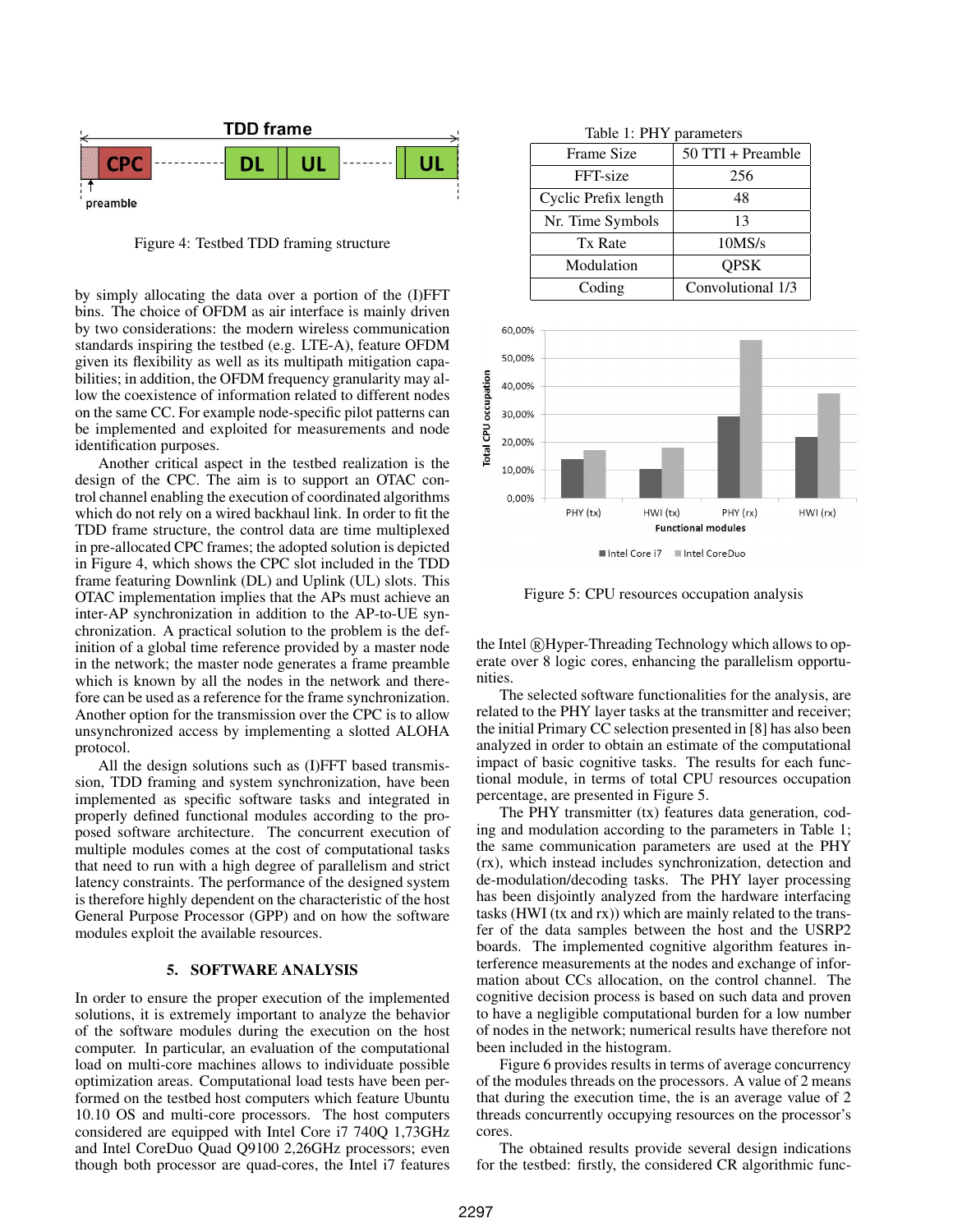Figure 4: Testbed TDD framing structure

by simply allocating the data over a portion of the (I)FFT bins. The choice of OFDM as air interface is mainly driven by two considerations: the modern wireless communication standards inspiring the testbed (e.g. LTE-A), feature OFDM given its flexibility as well as its multipath mitigation capabilities; in addition, the OFDM frequency granularity may allow the coexistence of information related to different nodes on the same CC. For example node-specific pilot patterns can be implemented and exploited for measurements and node identification purposes.

Another critical aspect in the testbed realization is the design of the CPC. The aim is to support an OTAC control channel enabling the execution of coordinated algorithms which do not rely on a wired backhaul link. In order to fit the TDD frame structure, the control data are time multiplexed in pre-allocated CPC frames; the adopted solution is depicted in Figure 4, which shows the CPC slot included in the TDD frame featuring Downlink (DL) and Uplink (UL) slots. This OTAC implementation implies that the APs must achieve an inter-AP synchronization in addition to the AP-to-UE synchronization. A practical solution to the problem is the definition of a global time reference provided by a master node in the network; the master node generates a frame preamble which is known by all the nodes in the network and therefore can be used as a reference for the frame synchronization. Another option for the transmission over the CPC is to allow unsynchronized access by implementing a slotted ALOHA protocol.

All the design solutions such as (I)FFT based transmission, TDD framing and system synchronization, have been implemented as specific software tasks and integrated in properly defined functional modules according to the proposed software architecture. The concurrent execution of multiple modules comes at the cost of computational tasks that need to run with a high degree of parallelism and strict latency constraints. The performance of the designed system is therefore highly dependent on the characteristic of the host General Purpose Processor (GPP) and on how the software modules exploit the available resources.

## 5. SOFTWARE ANALYSIS

In order to ensure the proper execution of the implemented solutions, it is extremely important to analyze the behavior of the software modules during the execution on the host computer. In particular, an evaluation of the computational load on multi-core machines allows to individuate possible optimization areas. Computational load tests have been performed on the testbed host computers which feature Ubuntu 10.10 OS and multi-core processors. The host computers considered are equipped with Intel Core i7 740Q 1,73GHz and Intel CoreDuo Quad Q9100 2,26GHz processors; even though both processor are quad-cores, the Intel i7 features the Intel ®Hyper-Threading Technology which allows to operate over 8 logic cores, enhancing the parallelism opportunities.

Table 1: PHY parameters

| Frame Size | 50 TTI + Preamble |
|---|---|
| FFT-size | 256 |
| Cyclic Prefix length | 48 |
| Nr. Time Symbols | 13 |
| Tx Rate | 10MS/s |
| Modulation | QPSK |
| Coding | Convolutional 1/3 |

Figure 5: CPU resources occupation analysis

The selected software functionalities for the analysis, are related to the PHY layer tasks at the transmitter and receiver; the initial Primary CC selection presented in [8] has also been analyzed in order to obtain an estimate of the computational impact of basic cognitive tasks. The results for each functional module, in terms of total CPU resources occupation percentage, are presented in Figure 5.

The PHY transmitter (tx) features data generation, coding and modulation according to the parameters in Table 1; the same communication parameters are used at the PHY (rx), which instead includes synchronization, detection and de-modulation/decoding tasks. The PHY layer processing has been disjointly analyzed from the hardware interfacing tasks (HWI (tx and rx)) which are mainly related to the transfer of the data samples between the host and the USRP2 boards. The implemented cognitive algorithm features interference measurements at the nodes and exchange of information about CCs allocation, on the control channel. The cognitive decision process is based on such data and proven to have a negligible computational burden for a low number of nodes in the network; numerical results have therefore not been included in the histogram.

Figure 6 provides results in terms of average concurrency of the modules threads on the processors. A value of 2 means that during the execution time, the is an average value of 2 threads concurrently occupying resources on the processor's cores.

The obtained results provide several design indications for the testbed: firstly, the considered CR algorithmic func-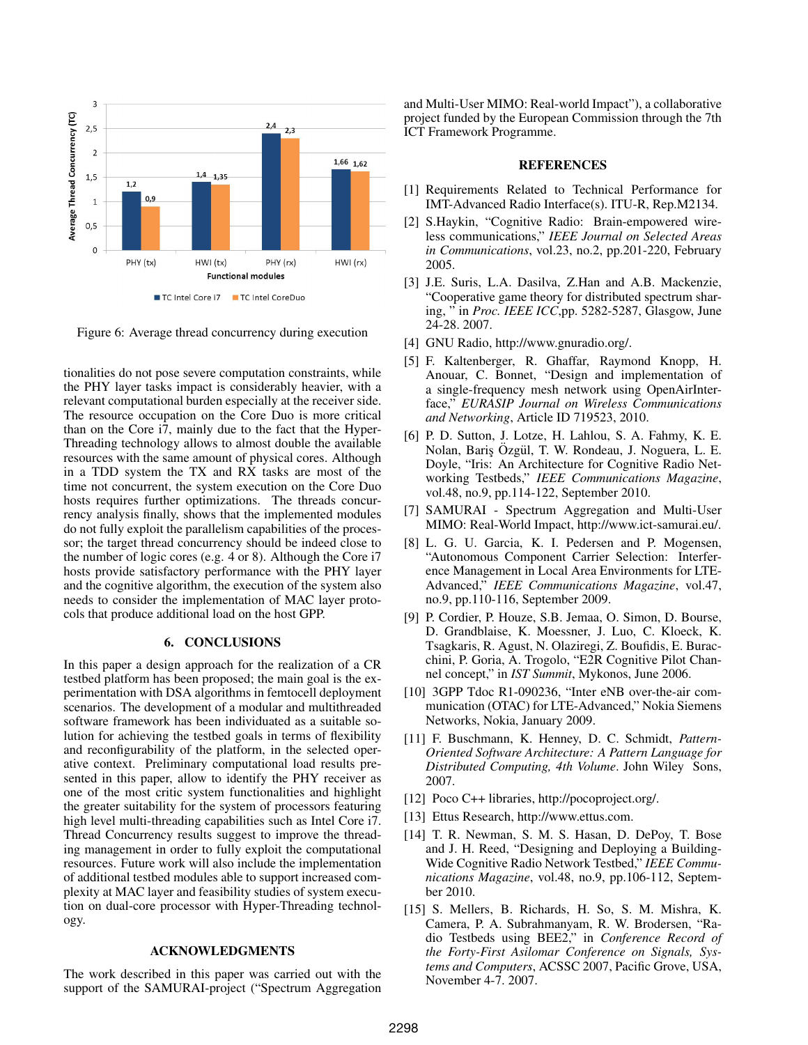3
2,5
2
1,5
1
0,5
0

Average Thread Concurrency (TC)

1,2
0,9
1,4
1,35
2,4
2,3
1,66
1,62

PHY (tx)
HWI (tx)
PHY (rx)
HWI (rx)

Functional modules

TC Intel Core i7
TC Intel CoreDuo

Figure 6: Average thread concurrency during execution

tionalities do not pose severe computation constraints, while the PHY layer tasks impact is considerably heavier, with a relevant computational burden especially at the receiver side. The resource occupation on the Core Duo is more critical than on the Core i7, mainly due to the fact that the Hyper-Threading technology allows to almost double the available resources with the same amount of physical cores. Although in a TDD system the TX and RX tasks are most of the time not concurrent, the system execution on the Core Duo hosts requires further optimizations. The threads concurrency analysis finally, shows that the implemented modules do not fully exploit the parallelism capabilities of the processor; the target thread concurrency should be indeed close to the number of logic cores (e.g. 4 or 8). Although the Core i7 hosts provide satisfactory performance with the PHY layer and the cognitive algorithm, the execution of the system also needs to consider the implementation of MAC layer protocols that produce additional load on the host GPP.

## 6. CONCLUSIONS

In this paper a design approach for the realization of a CR testbed platform has been proposed; the main goal is the experimentation with DSA algorithms in femtocell deployment scenarios. The development of a modular and multithreaded software framework has been individuated as a suitable solution for achieving the testbed goals in terms of flexibility and reconfigurability of the platform, in the selected operative context. Preliminary computational load results presented in this paper, allow to identify the PHY receiver as one of the most critic system functionalities and highlight the greater suitability for the system of processors featuring high level multi-threading capabilities such as Intel Core i7. Thread Concurrency results suggest to improve the threading management in order to fully exploit the computational resources. Future work will also include the implementation of additional testbed modules able to support increased complexity at MAC layer and feasibility studies of system execution on dual-core processor with Hyper-Threading technology.

## ACKNOWLEDGMENTS

The work described in this paper was carried out with the support of the SAMURAI-project ("Spectrum Aggregation and Multi-User MIMO: Real-world Impact"), a collaborative project funded by the European Commission through the 7th ICT Framework Programme.

## REFERENCES

[1] Requirements Related to Technical Performance for IMT-Advanced Radio Interface(s). ITU-R, Rep.M2134.

[2] S.Haykin, "Cognitive Radio: Brain-empowered wireless communications," *IEEE Journal on Selected Areas in Communications*, vol.23, no.2, pp.201-220, February 2005.

[3] J.E. Suris, L.A. Dasilva, Z.Han and A.B. Mackenzie, "Cooperative game theory for distributed spectrum sharing, " in *Proc. IEEE ICC*,pp. 5282-5287, Glasgow, June 24-28. 2007.

[4] GNU Radio, http://www.gnuradio.org/.

[5] F. Kaltenberger, R. Ghaffar, Raymond Knopp, H. Anouar, C. Bonnet, "Design and implementation of a single-frequency mesh network using OpenAirInterface," *EURASIP Journal on Wireless Communications and Networking*, Article ID 719523, 2010.

[6] P. D. Sutton, J. Lotze, H. Lahlou, S. A. Fahmy, K. E. Nolan, Bariş Özgül, T. W. Rondeau, J. Noguera, L. E. Doyle, "Iris: An Architecture for Cognitive Radio Networking Testbeds," *IEEE Communications Magazine*, vol.48, no.9, pp.114-122, September 2010.

[7] SAMURAI - Spectrum Aggregation and Multi-User MIMO: Real-World Impact, http://www.ict-samurai.eu/.

[8] L. G. U. Garcia, K. I. Pedersen and P. Mogensen, "Autonomous Component Carrier Selection: Interference Management in Local Area Environments for LTE-Advanced," *IEEE Communications Magazine*, vol.47, no.9, pp.110-116, September 2009.

[9] P. Cordier, P. Houze, S.B. Jemaa, O. Simon, D. Bourse, D. Grandblaise, K. Moessner, J. Luo, C. Kloeck, K. Tsagkaris, R. Agust, N. Olaziregi, Z. Boufidis, E. Buracchini, P. Goria, A. Trogolo, "E2R Cognitive Pilot Channel concept," in *IST Summit*, Mykonos, June 2006.

[10] 3GPP Tdoc R1-090236, "Inter eNB over-the-air communication (OTAC) for LTE-Advanced," Nokia Siemens Networks, Nokia, January 2009.

[11] F. Buschmann, K. Henney, D. C. Schmidt, *Pattern-Oriented Software Architecture: A Pattern Language for Distributed Computing, 4th Volume*. John Wiley Sons, 2007.

[12] Poco C++ libraries, http://pocoproject.org/.

[13] Ettus Research, http://www.ettus.com.

[14] T. R. Newman, S. M. S. Hasan, D. DePoy, T. Bose and J. H. Reed, "Designing and Deploying a Building-Wide Cognitive Radio Network Testbed," *IEEE Communications Magazine*, vol.48, no.9, pp.106-112, September 2010.

[15] S. Mellers, B. Richards, H. So, S. M. Mishra, K. Camera, P. A. Subrahmanyam, R. W. Brodersen, "Radio Testbeds using BEE2," in *Conference Record of the Forty-First Asilomar Conference on Signals, Systems and Computers*, ACSSC 2007, Pacific Grove, USA, November 4-7. 2007.